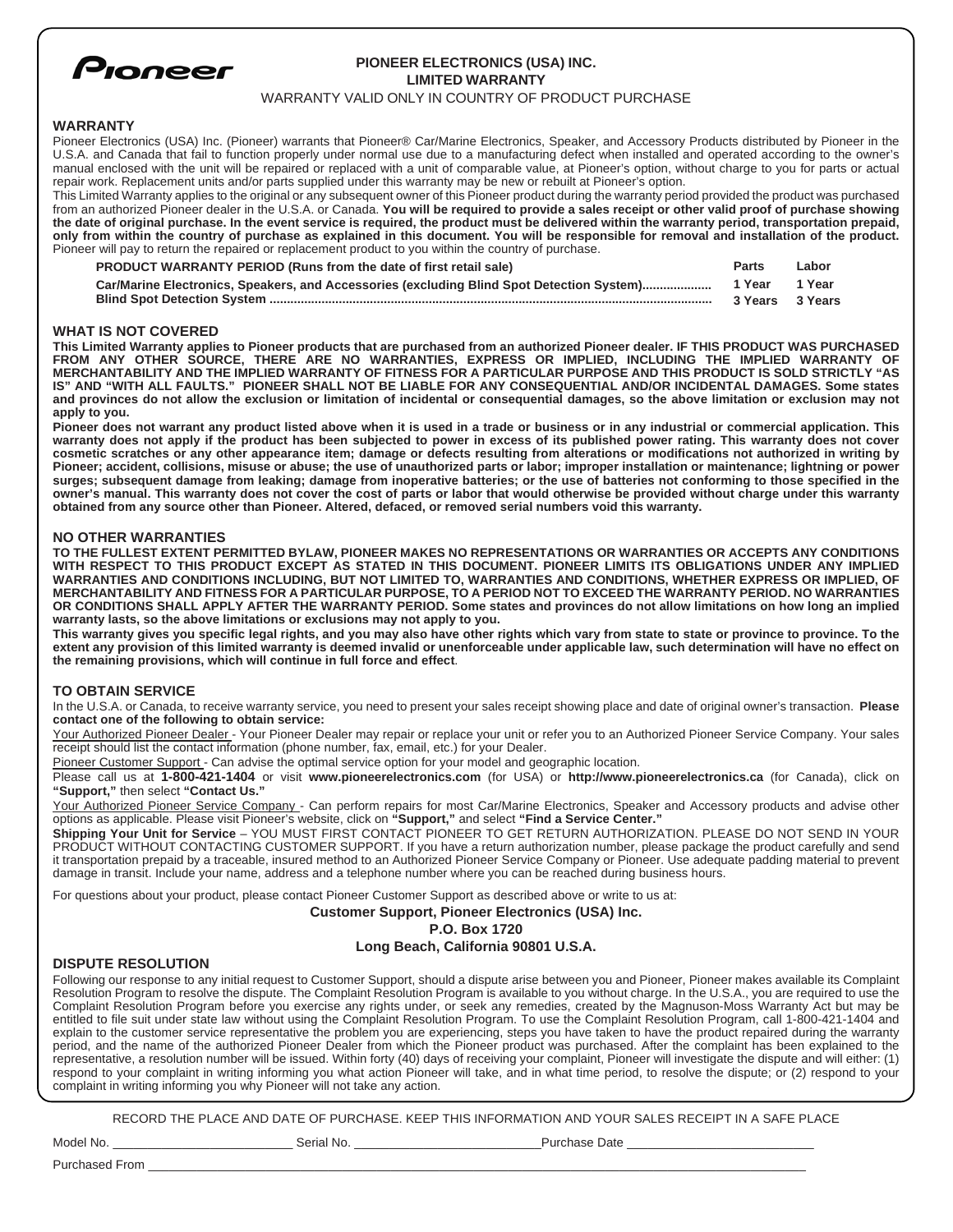Pioneer

# PIONEER ELECTRONICS (USA) INC.
## LIMITED WARRANTY

WARRANTY VALID ONLY IN COUNTRY OF PRODUCT PURCHASE

### WARRANTY

Pioneer Electronics (USA) Inc. (Pioneer) warrants that Pioneer® Car/Marine Electronics, Speaker, and Accessory Products distributed by Pioneer in the U.S.A. and Canada that fail to function properly under normal use due to a manufacturing defect when installed and operated according to the owner's manual enclosed with the unit will be repaired or replaced with a unit of comparable value, at Pioneer's option, without charge to you for parts or actual repair work. Replacement units and/or parts supplied under this warranty may be new or rebuilt at Pioneer's option.

This Limited Warranty applies to the original or any subsequent owner of this Pioneer product during the warranty period provided the product was purchased from an authorized Pioneer dealer in the U.S.A. or Canada. **You will be required to provide a sales receipt or other valid proof of purchase showing the date of original purchase. In the event service is required, the product must be delivered within the warranty period, transportation prepaid, only from within the country of purchase as explained in this document. You will be responsible for removal and installation of the product.** Pioneer will pay to return the repaired or replacement product to you within the country of purchase.

| PRODUCT WARRANTY PERIOD (Runs from the date of first retail sale) | Parts | Labor |
|---|---|---|
| Car/Marine Electronics, Speakers, and Accessories (excluding Blind Spot Detection System)................... | 1 Year | 1 Year |
| Blind Spot Detection System ............................................................................................................................. | 3 Years | 3 Years |

### WHAT IS NOT COVERED

**This Limited Warranty applies to Pioneer products that are purchased from an authorized Pioneer dealer. IF THIS PRODUCT WAS PURCHASED FROM ANY OTHER SOURCE, THERE ARE NO WARRANTIES, EXPRESS OR IMPLIED, INCLUDING THE IMPLIED WARRANTY OF MERCHANTABILITY AND THE IMPLIED WARRANTY OF FITNESS FOR A PARTICULAR PURPOSE AND THIS PRODUCT IS SOLD STRICTLY "AS IS" AND "WITH ALL FAULTS." PIONEER SHALL NOT BE LIABLE FOR ANY CONSEQUENTIAL AND/OR INCIDENTAL DAMAGES. Some states and provinces do not allow the exclusion or limitation of incidental or consequential damages, so the above limitation or exclusion may not apply to you.**

**Pioneer does not warrant any product listed above when it is used in a trade or business or in any industrial or commercial application. This warranty does not apply if the product has been subjected to power in excess of its published power rating. This warranty does not cover cosmetic scratches or any other appearance item; damage or defects resulting from alterations or modifications not authorized in writing by Pioneer; accident, collisions, misuse or abuse; the use of unauthorized parts or labor; improper installation or maintenance; lightning or power surges; subsequent damage from leaking; damage from inoperative batteries; or the use of batteries not conforming to those specified in the owner's manual. This warranty does not cover the cost of parts or labor that would otherwise be provided without charge under this warranty obtained from any source other than Pioneer. Altered, defaced, or removed serial numbers void this warranty.**

### NO OTHER WARRANTIES

**TO THE FULLEST EXTENT PERMITTED BYLAW, PIONEER MAKES NO REPRESENTATIONS OR WARRANTIES OR ACCEPTS ANY CONDITIONS WITH RESPECT TO THIS PRODUCT EXCEPT AS STATED IN THIS DOCUMENT. PIONEER LIMITS ITS OBLIGATIONS UNDER ANY IMPLIED WARRANTIES AND CONDITIONS INCLUDING, BUT NOT LIMITED TO, WARRANTIES AND CONDITIONS, WHETHER EXPRESS OR IMPLIED, OF MERCHANTABILITY AND FITNESS FOR A PARTICULAR PURPOSE, TO A PERIOD NOT TO EXCEED THE WARRANTY PERIOD. NO WARRANTIES OR CONDITIONS SHALL APPLY AFTER THE WARRANTY PERIOD. Some states and provinces do not allow limitations on how long an implied warranty lasts, so the above limitations or exclusions may not apply to you.**

**This warranty gives you specific legal rights, and you may also have other rights which vary from state to state or province to province. To the extent any provision of this limited warranty is deemed invalid or unenforceable under applicable law, such determination will have no effect on the remaining provisions, which will continue in full force and effect**.

### TO OBTAIN SERVICE

In the U.S.A. or Canada, to receive warranty service, you need to present your sales receipt showing place and date of original owner's transaction. **Please contact one of the following to obtain service:**

Your Authorized Pioneer Dealer - Your Pioneer Dealer may repair or replace your unit or refer you to an Authorized Pioneer Service Company. Your sales receipt should list the contact information (phone number, fax, email, etc.) for your Dealer.

Pioneer Customer Support - Can advise the optimal service option for your model and geographic location.

Please call us at **1-800-421-1404** or visit **www.pioneerelectronics.com** (for USA) or **http://www.pioneerelectronics.ca** (for Canada), click on **"Support,"** then select **"Contact Us."**

Your Authorized Pioneer Service Company - Can perform repairs for most Car/Marine Electronics, Speaker and Accessory products and advise other options as applicable. Please visit Pioneer's website, click on **"Support,"** and select **"Find a Service Center."**

**Shipping Your Unit for Service** – YOU MUST FIRST CONTACT PIONEER TO GET RETURN AUTHORIZATION. PLEASE DO NOT SEND IN YOUR PRODUCT WITHOUT CONTACTING CUSTOMER SUPPORT. If you have a return authorization number, please package the product carefully and send it transportation prepaid by a traceable, insured method to an Authorized Pioneer Service Company or Pioneer. Use adequate padding material to prevent damage in transit. Include your name, address and a telephone number where you can be reached during business hours.

For questions about your product, please contact Pioneer Customer Support as described above or write to us at:

**Customer Support, Pioneer Electronics (USA) Inc.**
**P.O. Box 1720**
**Long Beach, California 90801 U.S.A.**

### DISPUTE RESOLUTION

Following our response to any initial request to Customer Support, should a dispute arise between you and Pioneer, Pioneer makes available its Complaint Resolution Program to resolve the dispute. The Complaint Resolution Program is available to you without charge. In the U.S.A., you are required to use the Complaint Resolution Program before you exercise any rights under, or seek any remedies, created by the Magnuson-Moss Warranty Act but may be entitled to file suit under state law without using the Complaint Resolution Program. To use the Complaint Resolution Program, call 1-800-421-1404 and explain to the customer service representative the problem you are experiencing, steps you have taken to have the product repaired during the warranty period, and the name of the authorized Pioneer Dealer from which the Pioneer product was purchased. After the complaint has been explained to the representative, a resolution number will be issued. Within forty (40) days of receiving your complaint, Pioneer will investigate the dispute and will either: (1) respond to your complaint in writing informing you what action Pioneer will take, and in what time period, to resolve the dispute; or (2) respond to your complaint in writing informing you why Pioneer will not take any action.

RECORD THE PLACE AND DATE OF PURCHASE. KEEP THIS INFORMATION AND YOUR SALES RECEIPT IN A SAFE PLACE

Model No. ____________________ Serial No. ____________________ Purchase Date ____________________

Purchased From ________________________________________________________________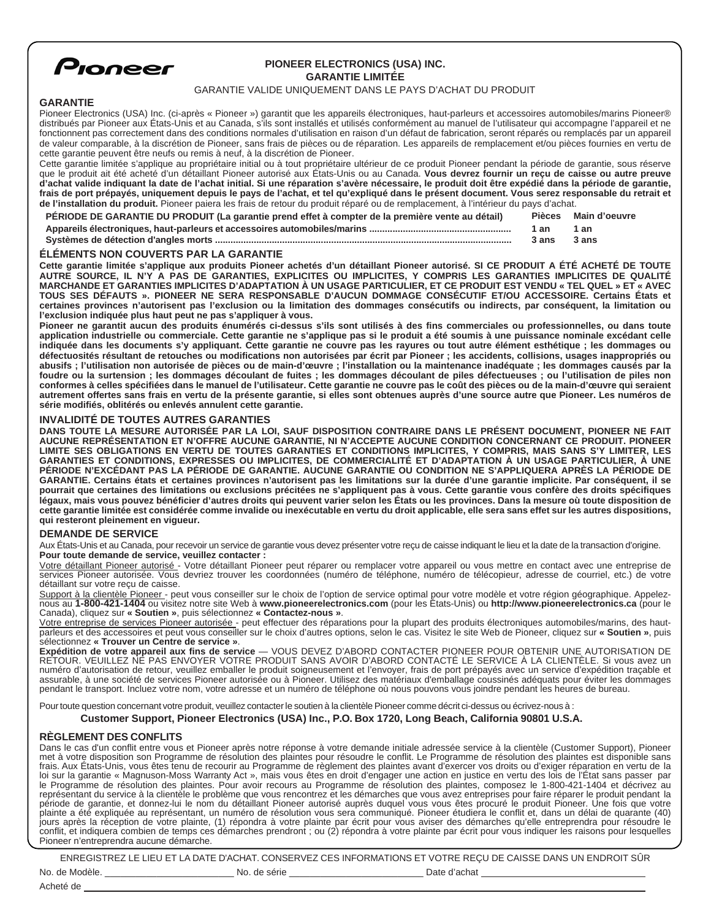**Pioneer**

**PIONEER ELECTRONICS (USA) INC.**
**GARANTIE LIMITÉE**

GARANTIE VALIDE UNIQUEMENT DANS LE PAYS D'ACHAT DU PRODUIT

## GARANTIE

Pioneer Electronics (USA) Inc. (ci-après « Pioneer ») garantit que les appareils électroniques, haut-parleurs et accessoires automobiles/marins Pioneer® distribués par Pioneer aux États-Unis et au Canada, s'ils sont installés et utilisés conformément au manuel de l'utilisateur qui accompagne l'appareil et ne fonctionnent pas correctement dans des conditions normales d'utilisation en raison d'un défaut de fabrication, seront réparés ou remplacés par un appareil de valeur comparable, à la discrétion de Pioneer, sans frais de pièces ou de réparation. Les appareils de remplacement et/ou pièces fournies en vertu de cette garantie peuvent être neufs ou remis à neuf, à la discrétion de Pioneer.

Cette garantie limitée s'applique au propriétaire initial ou à tout propriétaire ultérieur de ce produit Pioneer pendant la période de garantie, sous réserve que le produit ait été acheté d'un détaillant Pioneer autorisé aux États-Unis ou au Canada. **Vous devrez fournir un reçu de caisse ou autre preuve d'achat valide indiquant la date de l'achat initial. Si une réparation s'avère nécessaire, le produit doit être expédié dans la période de garantie, frais de port prépayés, uniquement depuis le pays de l'achat, et tel qu'expliqué dans le présent document. Vous serez responsable du retrait et de l'installation du produit.** Pioneer paiera les frais de retour du produit réparé ou de remplacement, à l'intérieur du pays d'achat.

| PÉRIODE DE GARANTIE DU PRODUIT (La garantie prend effet à compter de la première vente au détail) | Pièces | Main d'oeuvre |
|---|---|---|
| Appareils électroniques, haut-parleurs et accessoires automobiles/marins | 1 an | 1 an |
| Systèmes de détection d'angles morts | 3 ans | 3 ans |

## ÉLÉMENTS NON COUVERTS PAR LA GARANTIE

**Cette garantie limitée s'applique aux produits Pioneer achetés d'un détaillant Pioneer autorisé. SI CE PRODUIT A ÉTÉ ACHETÉ DE TOUTE AUTRE SOURCE, IL N'Y A PAS DE GARANTIES, EXPLICITES OU IMPLICITES, Y COMPRIS LES GARANTIES IMPLICITES DE QUALITÉ MARCHANDE ET GARANTIES IMPLICITES D'ADAPTATION À UN USAGE PARTICULIER, ET CE PRODUIT EST VENDU « TEL QUEL » ET « AVEC TOUS SES DÉFAUTS ». PIONEER NE SERA RESPONSABLE D'AUCUN DOMMAGE CONSÉCUTIF ET/OU ACCESSOIRE. Certains États et certaines provinces n'autorisent pas l'exclusion ou la limitation des dommages consécutifs ou indirects, par conséquent, la limitation ou l'exclusion indiquée plus haut peut ne pas s'appliquer à vous.**

**Pioneer ne garantit aucun des produits énumérés ci-dessus s'ils sont utilisés à des fins commerciales ou professionnelles, ou dans toute application industrielle ou commerciale. Cette garantie ne s'applique pas si le produit a été soumis à une puissance nominale excédant celle indiquée dans les documents s'y appliquant. Cette garantie ne couvre pas les rayures ou tout autre élément esthétique ; les dommages ou défectuosités résultant de retouches ou modifications non autorisées par écrit par Pioneer ; les accidents, collisions, usages inappropriés ou abusifs ; l'utilisation non autorisée de pièces ou de main-d'œuvre ; l'installation ou la maintenance inadéquate ; les dommages causés par la foudre ou la surtension ; les dommages découlant de fuites ; les dommages découlant de piles défectueuses ; ou l'utilisation de piles non conformes à celles spécifiées dans le manuel de l'utilisateur. Cette garantie ne couvre pas le coût des pièces ou de la main-d'œuvre qui seraient autrement offertes sans frais en vertu de la présente garantie, si elles sont obtenues auprès d'une source autre que Pioneer. Les numéros de série modifiés, oblitérés ou enlevés annulent cette garantie.**

## INVALIDITÉ DE TOUTES AUTRES GARANTIES

**DANS TOUTE LA MESURE AUTORISÉE PAR LA LOI, SAUF DISPOSITION CONTRAIRE DANS LE PRÉSENT DOCUMENT, PIONEER NE FAIT AUCUNE REPRÉSENTATION ET N'OFFRE AUCUNE GARANTIE, NI N'ACCEPTE AUCUNE CONDITION CONCERNANT CE PRODUIT. PIONEER LIMITE SES OBLIGATIONS EN VERTU DE TOUTES GARANTIES ET CONDITIONS IMPLICITES, Y COMPRIS, MAIS SANS S'Y LIMITER, LES GARANTIES ET CONDITIONS, EXPRESSES OU IMPLICITES, DE COMMERCIALITÉ ET D'ADAPTATION À UN USAGE PARTICULIER, À UNE PÉRIODE N'EXCÉDANT PAS LA PÉRIODE DE GARANTIE. AUCUNE GARANTIE OU CONDITION NE S'APPLIQUERA APRÈS LA PÉRIODE DE GARANTIE. Certains états et certaines provinces n'autorisent pas les limitations sur la durée d'une garantie implicite. Par conséquent, il se pourrait que certaines des limitations ou exclusions précitées ne s'appliquent pas à vous. Cette garantie vous confère des droits spécifiques légaux, mais vous pouvez bénéficier d'autres droits qui peuvent varier selon les États ou les provinces. Dans la mesure où toute disposition de cette garantie limitée est considérée comme invalide ou inexécutable en vertu du droit applicable, elle sera sans effet sur les autres dispositions, qui resteront pleinement en vigueur.**

## DEMANDE DE SERVICE

Aux États-Unis et au Canada, pour recevoir un service de garantie vous devez présenter votre reçu de caisse indiquant le lieu et la date de la transaction d'origine.
**Pour toute demande de service, veuillez contacter :**

Votre détaillant Pioneer autorisé - Votre détaillant Pioneer peut réparer ou remplacer votre appareil ou vous mettre en contact avec une entreprise de services Pioneer autorisée. Vous devriez trouver les coordonnées (numéro de téléphone, numéro de télécopieur, adresse de courriel, etc.) de votre détaillant sur votre reçu de caisse.

Support à la clientèle Pioneer - peut vous conseiller sur le choix de l'option de service optimal pour votre modèle et votre région géographique. Appelez-nous au **1-800-421-1404** ou visitez notre site Web à **www.pioneerelectronics.com** (pour les États-Unis) ou **http://www.pioneerelectronics.ca** (pour le Canada), cliquez sur **« Soutien »**, puis sélectionnez **« Contactez-nous »**.

Votre entreprise de services Pioneer autorisée - peut effectuer des réparations pour la plupart des produits électroniques automobiles/marins, des haut-parleurs et des accessoires et peut vous conseiller sur le choix d'autres options, selon le cas. Visitez le site Web de Pioneer, cliquez sur **« Soutien »**, puis sélectionnez **« Trouver un Centre de service »**.

**Expédition de votre appareil aux fins de service** — VOUS DEVEZ D'ABORD CONTACTER PIONEER POUR OBTENIR UNE AUTORISATION DE RETOUR. VEUILLEZ NE PAS ENVOYER VOTRE PRODUIT SANS AVOIR D'ABORD CONTACTÉ LE SERVICE À LA CLIENTÈLE. Si vous avez un numéro d'autorisation de retour, veuillez emballer le produit soigneusement et l'envoyer, frais de port prépayés avec un service d'expédition traçable et assurable, à une société de services Pioneer autorisée ou à Pioneer. Utilisez des matériaux d'emballage coussinés adéquats pour éviter les dommages pendant le transport. Incluez votre nom, votre adresse et un numéro de téléphone où nous pouvons vous joindre pendant les heures de bureau.

Pour toute question concernant votre produit, veuillez contacter le soutien à la clientèle Pioneer comme décrit ci-dessus ou écrivez-nous à :

**Customer Support, Pioneer Electronics (USA) Inc., P.O. Box 1720, Long Beach, California 90801 U.S.A.**

## RÈGLEMENT DES CONFLITS

Dans le cas d'un conflit entre vous et Pioneer après notre réponse à votre demande initiale adressée service à la clientèle (Customer Support), Pioneer met à votre disposition son Programme de résolution des plaintes pour résoudre le conflit. Le Programme de résolution des plaintes est disponible sans frais. Aux États-Unis, vous êtes tenu de recourir au Programme de règlement des plaintes avant d'exercer vos droits ou d'exiger réparation en vertu de la loi sur la garantie « Magnuson-Moss Warranty Act », mais vous êtes en droit d'engager une action en justice en vertu des lois de l'État sans passer par le Programme de résolution des plaintes. Pour avoir recours au Programme de résolution des plaintes, composez le 1-800-421-1404 et décrivez au représentant du service à la clientèle le problème que vous rencontrez et les démarches que vous avez entreprises pour faire réparer le produit pendant la période de garantie, et donnez-lui le nom du détaillant Pioneer autorisé auprès duquel vous vous êtes procuré le produit Pioneer. Une fois que votre plainte a été expliquée au représentant, un numéro de résolution vous sera communiqué. Pioneer étudiera le conflit et, dans un délai de quarante (40) jours après la réception de votre plainte, (1) répondra à votre plainte par écrit pour vous aviser des démarches qu'elle entreprendra pour résoudre le conflit, et indiquera combien de temps ces démarches prendront ; ou (2) répondra à votre plainte par écrit pour vous indiquer les raisons pour lesquelles Pioneer n'entreprendra aucune démarche.

ENREGISTREZ LE LIEU ET LA DATE D'ACHAT. CONSERVEZ CES INFORMATIONS ET VOTRE REÇU DE CAISSE DANS UN ENDROIT SÛR

No. de Modèle. ______________ No. de série ______________ Date d'achat ______________

Acheté de ______________________________